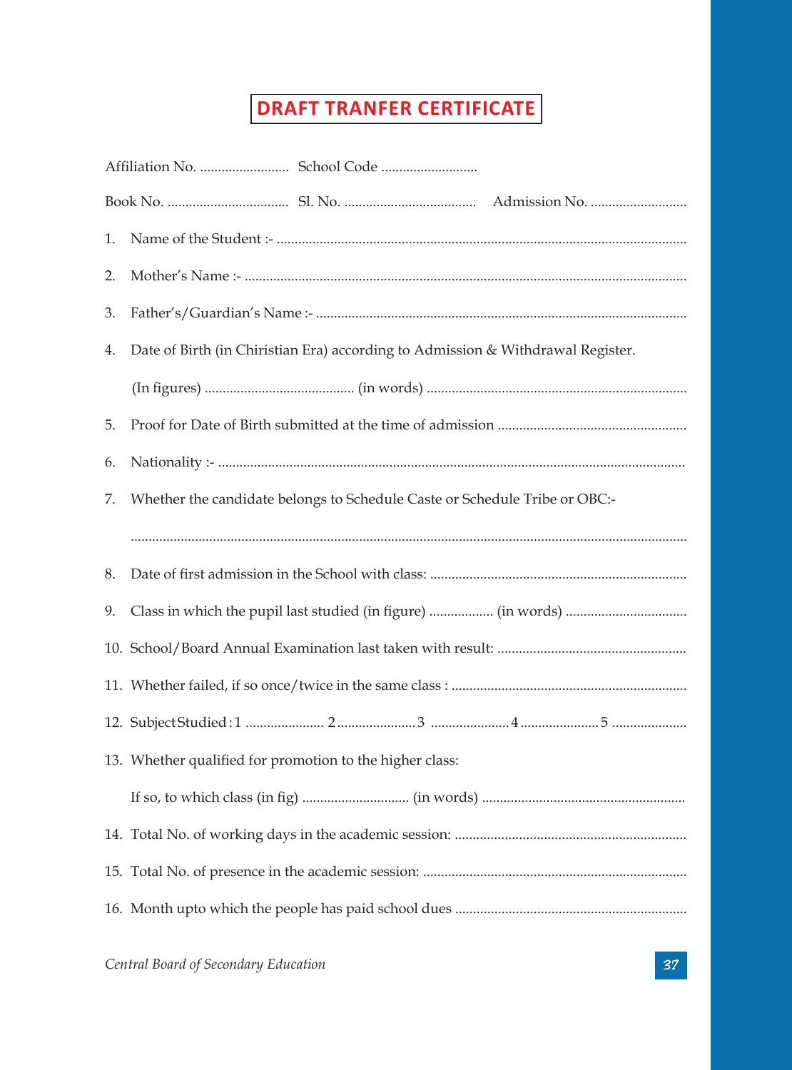# DRAFT TRANFER CERTIFICATE

Affiliation No. ......................... School Code ...........................

Book No. .................................. Sl. No. .................................... Admission No. ...........................

1. Name of the Student :- ..................................................................................................................

2. Mother's Name :- ..........................................................................................................................

3. Father's/Guardian's Name :- .......................................................................................................

4. Date of Birth (in Chiristian Era) according to Admission & Withdrawal Register.

   (In figures) .......................................... (in words) ........................................................................

5. Proof for Date of Birth submitted at the time of admission ....................................................

6. Nationality :- ..................................................................................................................................

7. Whether the candidate belongs to Schedule Caste or Schedule Tribe or OBC:-

   ..........................................................................................................................................................

8. Date of first admission in the School with class: .......................................................................

9. Class in which the pupil last studied (in figure) .................. (in words) .................................

10. School/Board Annual Examination last taken with result: ....................................................

11. Whether failed, if so once/twice in the same class : .................................................................

12. Subject Studied : 1 ...................... 2 ...................... 3 ...................... 4 ...................... 5 .....................

13. Whether qualified for promotion to the higher class:

    If so, to which class (in fig) .............................. (in words) .........................................................

14. Total No. of working days in the academic session: ................................................................

15. Total No. of presence in the academic session: .........................................................................

16. Month upto which the people has paid school dues ................................................................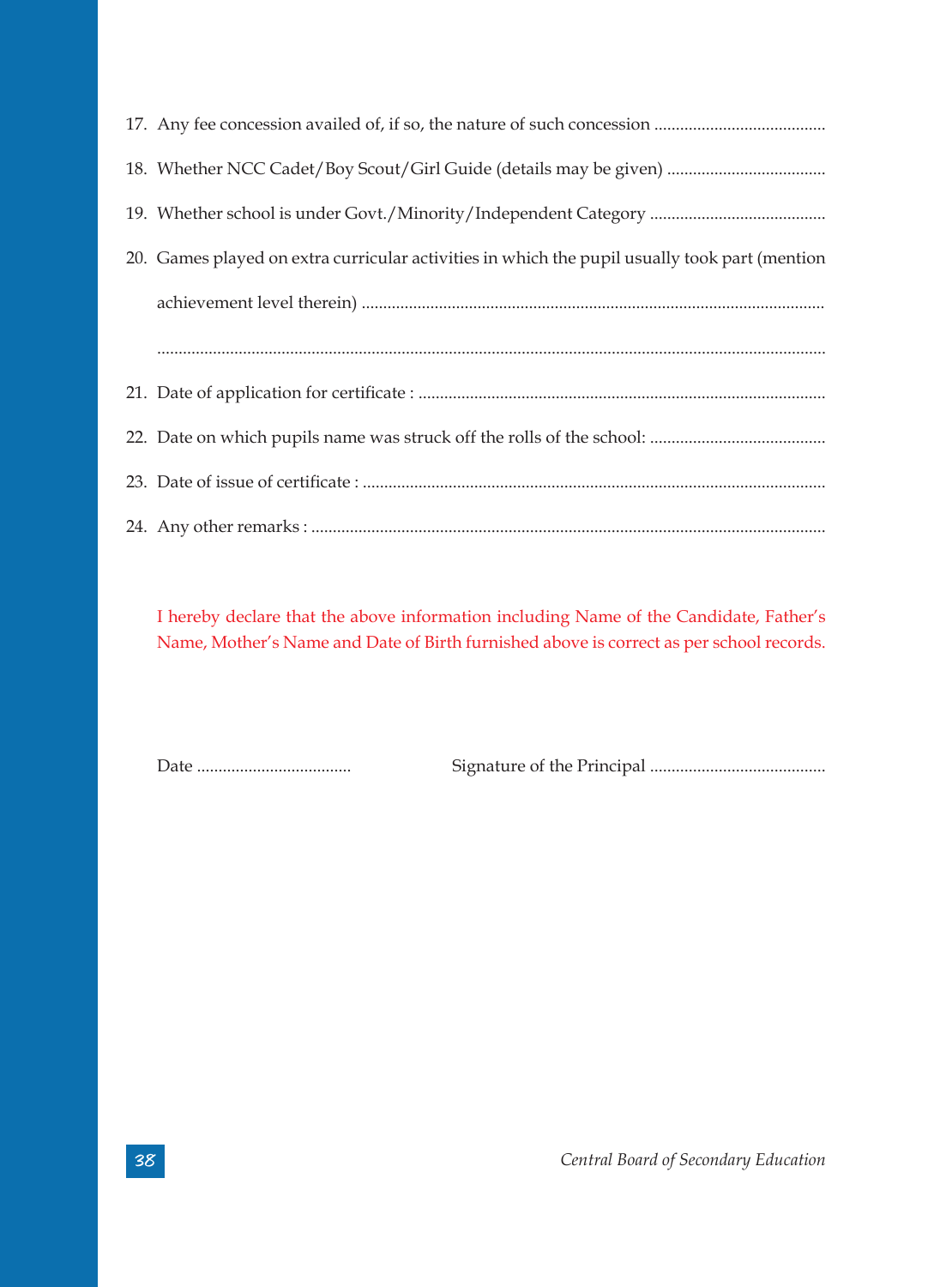17. Any fee concession availed of, if so, the nature of such concession ........................................

18. Whether NCC Cadet/Boy Scout/Girl Guide (details may be given) .....................................

19. Whether school is under Govt./Minority/Independent Category .........................................

20. Games played on extra curricular activities in which the pupil usually took part (mention achievement level therein) ..........................................................................................................

    ..........................................................................................................................................................

21. Date of application for certificate : .............................................................................................

22. Date on which pupils name was struck off the rolls of the school: .........................................

23. Date of issue of certificate : ..........................................................................................................

24. Any other remarks : ......................................................................................................................

I hereby declare that the above information including Name of the Candidate, Father's Name, Mother's Name and Date of Birth furnished above is correct as per school records.

Date ....................................          Signature of the Principal .........................................